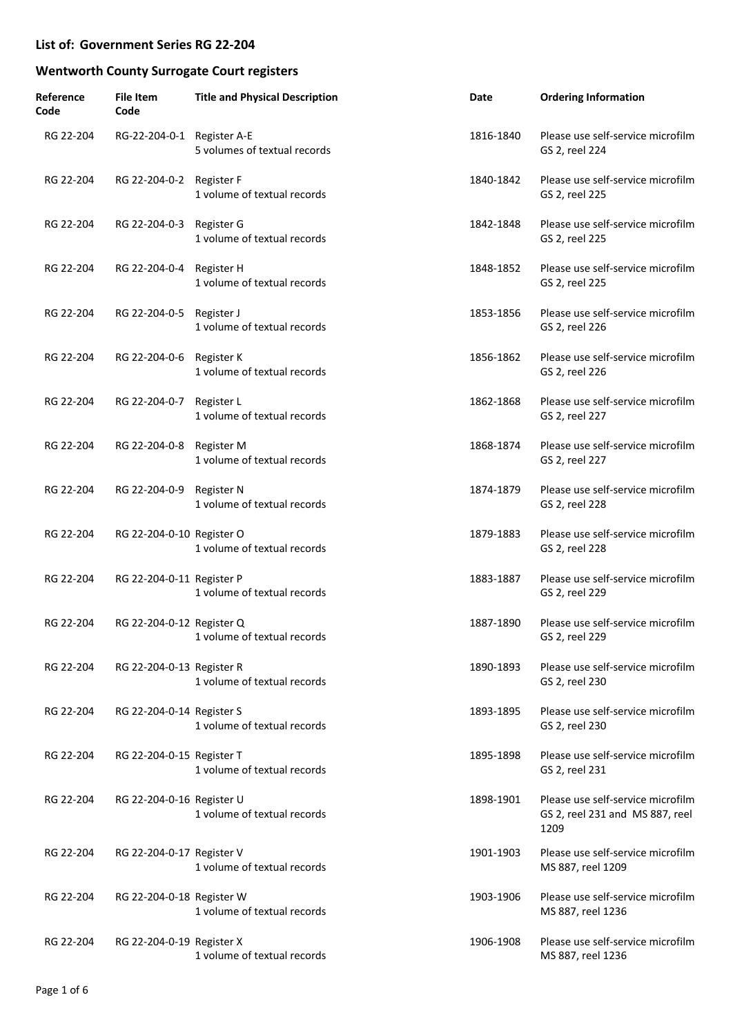## List of: Government Series RG 22-204

## Wentworth County Surrogate Court registers

| Reference Code | File Item Code | Title and Physical Description | Date | Ordering Information |
|---|---|---|---|---|
| RG 22-204 | RG-22-204-0-1 | Register A-E<br>5 volumes of textual records | 1816-1840 | Please use self-service microfilm GS 2, reel 224 |
| RG 22-204 | RG 22-204-0-2 | Register F<br>1 volume of textual records | 1840-1842 | Please use self-service microfilm GS 2, reel 225 |
| RG 22-204 | RG 22-204-0-3 | Register G<br>1 volume of textual records | 1842-1848 | Please use self-service microfilm GS 2, reel 225 |
| RG 22-204 | RG 22-204-0-4 | Register H<br>1 volume of textual records | 1848-1852 | Please use self-service microfilm GS 2, reel 225 |
| RG 22-204 | RG 22-204-0-5 | Register J<br>1 volume of textual records | 1853-1856 | Please use self-service microfilm GS 2, reel 226 |
| RG 22-204 | RG 22-204-0-6 | Register K<br>1 volume of textual records | 1856-1862 | Please use self-service microfilm GS 2, reel 226 |
| RG 22-204 | RG 22-204-0-7 | Register L<br>1 volume of textual records | 1862-1868 | Please use self-service microfilm GS 2, reel 227 |
| RG 22-204 | RG 22-204-0-8 | Register M<br>1 volume of textual records | 1868-1874 | Please use self-service microfilm GS 2, reel 227 |
| RG 22-204 | RG 22-204-0-9 | Register N<br>1 volume of textual records | 1874-1879 | Please use self-service microfilm GS 2, reel 228 |
| RG 22-204 | RG 22-204-0-10 | Register O<br>1 volume of textual records | 1879-1883 | Please use self-service microfilm GS 2, reel 228 |
| RG 22-204 | RG 22-204-0-11 | Register P<br>1 volume of textual records | 1883-1887 | Please use self-service microfilm GS 2, reel 229 |
| RG 22-204 | RG 22-204-0-12 | Register Q<br>1 volume of textual records | 1887-1890 | Please use self-service microfilm GS 2, reel 229 |
| RG 22-204 | RG 22-204-0-13 | Register R<br>1 volume of textual records | 1890-1893 | Please use self-service microfilm GS 2, reel 230 |
| RG 22-204 | RG 22-204-0-14 | Register S<br>1 volume of textual records | 1893-1895 | Please use self-service microfilm GS 2, reel 230 |
| RG 22-204 | RG 22-204-0-15 | Register T<br>1 volume of textual records | 1895-1898 | Please use self-service microfilm GS 2, reel 231 |
| RG 22-204 | RG 22-204-0-16 | Register U<br>1 volume of textual records | 1898-1901 | Please use self-service microfilm GS 2, reel 231 and MS 887, reel 1209 |
| RG 22-204 | RG 22-204-0-17 | Register V<br>1 volume of textual records | 1901-1903 | Please use self-service microfilm MS 887, reel 1209 |
| RG 22-204 | RG 22-204-0-18 | Register W<br>1 volume of textual records | 1903-1906 | Please use self-service microfilm MS 887, reel 1236 |
| RG 22-204 | RG 22-204-0-19 | Register X<br>1 volume of textual records | 1906-1908 | Please use self-service microfilm MS 887, reel 1236 |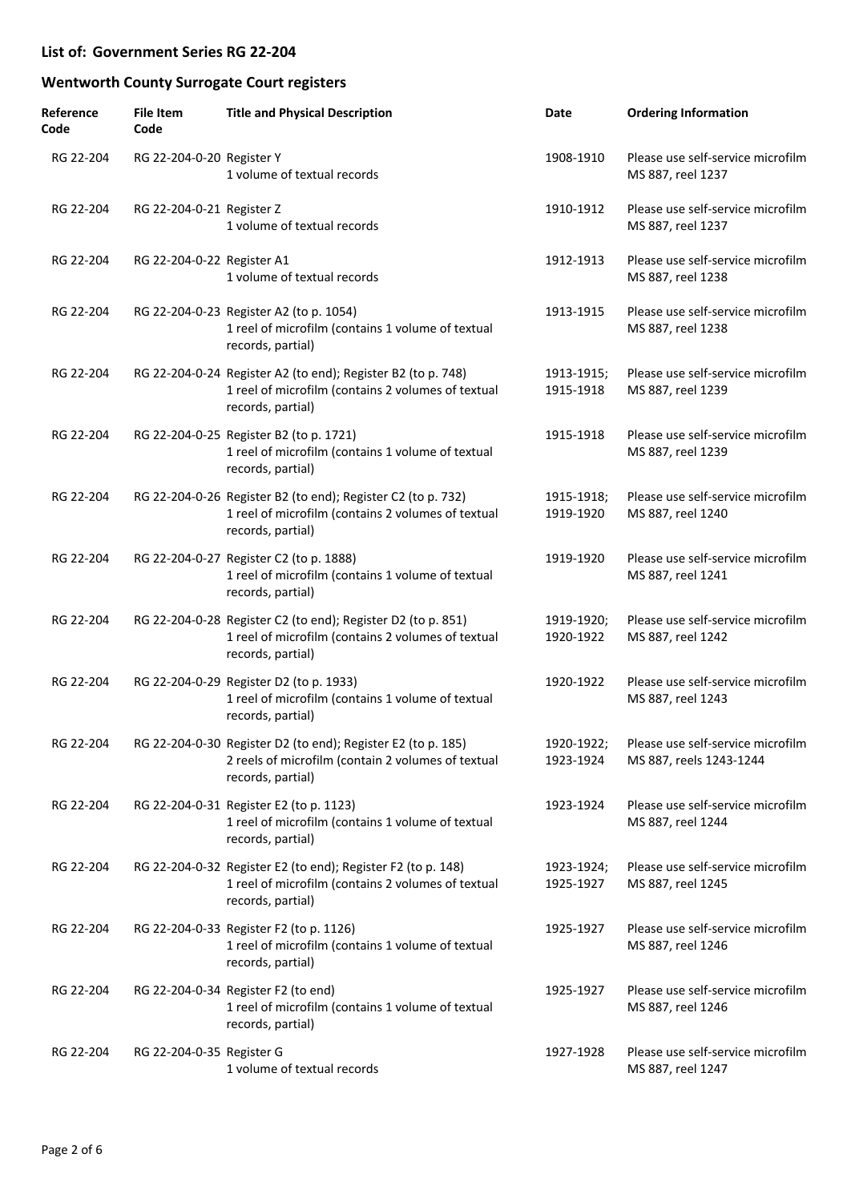## List of: Government Series RG 22-204

## Wentworth County Surrogate Court registers

| Reference Code | File Item Code | Title and Physical Description | Date | Ordering Information |
|---|---|---|---|---|
| RG 22-204 | RG 22-204-0-20 | Register Y<br>1 volume of textual records | 1908-1910 | Please use self-service microfilm MS 887, reel 1237 |
| RG 22-204 | RG 22-204-0-21 | Register Z<br>1 volume of textual records | 1910-1912 | Please use self-service microfilm MS 887, reel 1237 |
| RG 22-204 | RG 22-204-0-22 | Register A1<br>1 volume of textual records | 1912-1913 | Please use self-service microfilm MS 887, reel 1238 |
| RG 22-204 | RG 22-204-0-23 | Register A2 (to p. 1054)<br>1 reel of microfilm (contains 1 volume of textual records, partial) | 1913-1915 | Please use self-service microfilm MS 887, reel 1238 |
| RG 22-204 | RG 22-204-0-24 | Register A2 (to end); Register B2 (to p. 748)<br>1 reel of microfilm (contains 2 volumes of textual records, partial) | 1913-1915; 1915-1918 | Please use self-service microfilm MS 887, reel 1239 |
| RG 22-204 | RG 22-204-0-25 | Register B2 (to p. 1721)<br>1 reel of microfilm (contains 1 volume of textual records, partial) | 1915-1918 | Please use self-service microfilm MS 887, reel 1239 |
| RG 22-204 | RG 22-204-0-26 | Register B2 (to end); Register C2 (to p. 732)<br>1 reel of microfilm (contains 2 volumes of textual records, partial) | 1915-1918; 1919-1920 | Please use self-service microfilm MS 887, reel 1240 |
| RG 22-204 | RG 22-204-0-27 | Register C2 (to p. 1888)<br>1 reel of microfilm (contains 1 volume of textual records, partial) | 1919-1920 | Please use self-service microfilm MS 887, reel 1241 |
| RG 22-204 | RG 22-204-0-28 | Register C2 (to end); Register D2 (to p. 851)<br>1 reel of microfilm (contains 2 volumes of textual records, partial) | 1919-1920; 1920-1922 | Please use self-service microfilm MS 887, reel 1242 |
| RG 22-204 | RG 22-204-0-29 | Register D2 (to p. 1933)<br>1 reel of microfilm (contains 1 volume of textual records, partial) | 1920-1922 | Please use self-service microfilm MS 887, reel 1243 |
| RG 22-204 | RG 22-204-0-30 | Register D2 (to end); Register E2 (to p. 185)<br>2 reels of microfilm (contain 2 volumes of textual records, partial) | 1920-1922; 1923-1924 | Please use self-service microfilm MS 887, reels 1243-1244 |
| RG 22-204 | RG 22-204-0-31 | Register E2 (to p. 1123)<br>1 reel of microfilm (contains 1 volume of textual records, partial) | 1923-1924 | Please use self-service microfilm MS 887, reel 1244 |
| RG 22-204 | RG 22-204-0-32 | Register E2 (to end); Register F2 (to p. 148)<br>1 reel of microfilm (contains 2 volumes of textual records, partial) | 1923-1924; 1925-1927 | Please use self-service microfilm MS 887, reel 1245 |
| RG 22-204 | RG 22-204-0-33 | Register F2 (to p. 1126)<br>1 reel of microfilm (contains 1 volume of textual records, partial) | 1925-1927 | Please use self-service microfilm MS 887, reel 1246 |
| RG 22-204 | RG 22-204-0-34 | Register F2 (to end)<br>1 reel of microfilm (contains 1 volume of textual records, partial) | 1925-1927 | Please use self-service microfilm MS 887, reel 1246 |
| RG 22-204 | RG 22-204-0-35 | Register G<br>1 volume of textual records | 1927-1928 | Please use self-service microfilm MS 887, reel 1247 |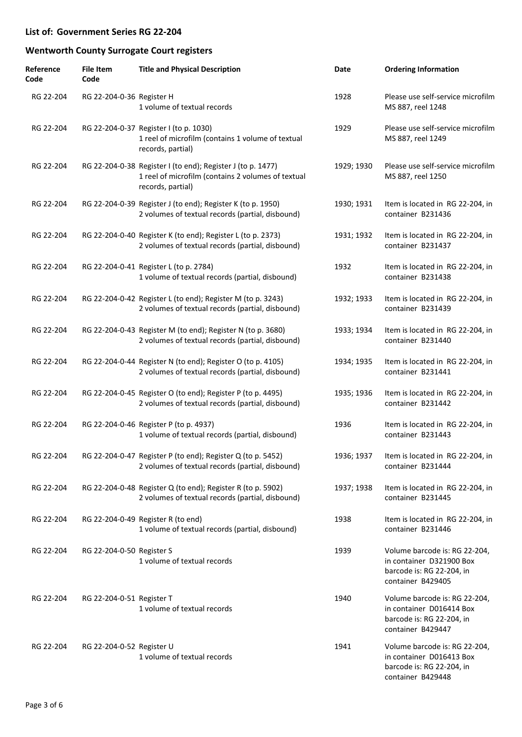## List of: Government Series RG 22-204

## Wentworth County Surrogate Court registers

| Reference Code | File Item Code | Title and Physical Description | Date | Ordering Information |
|---|---|---|---|---|
| RG 22-204 | RG 22-204-0-36 | Register H<br>1 volume of textual records | 1928 | Please use self-service microfilm MS 887, reel 1248 |
| RG 22-204 | RG 22-204-0-37 | Register I (to p. 1030)<br>1 reel of microfilm (contains 1 volume of textual records, partial) | 1929 | Please use self-service microfilm MS 887, reel 1249 |
| RG 22-204 | RG 22-204-0-38 | Register I (to end); Register J (to p. 1477)<br>1 reel of microfilm (contains 2 volumes of textual records, partial) | 1929; 1930 | Please use self-service microfilm MS 887, reel 1250 |
| RG 22-204 | RG 22-204-0-39 | Register J (to end); Register K (to p. 1950)<br>2 volumes of textual records (partial, disbound) | 1930; 1931 | Item is located in RG 22-204, in container B231436 |
| RG 22-204 | RG 22-204-0-40 | Register K (to end); Register L (to p. 2373)<br>2 volumes of textual records (partial, disbound) | 1931; 1932 | Item is located in RG 22-204, in container B231437 |
| RG 22-204 | RG 22-204-0-41 | Register L (to p. 2784)<br>1 volume of textual records (partial, disbound) | 1932 | Item is located in RG 22-204, in container B231438 |
| RG 22-204 | RG 22-204-0-42 | Register L (to end); Register M (to p. 3243)<br>2 volumes of textual records (partial, disbound) | 1932; 1933 | Item is located in RG 22-204, in container B231439 |
| RG 22-204 | RG 22-204-0-43 | Register M (to end); Register N (to p. 3680)<br>2 volumes of textual records (partial, disbound) | 1933; 1934 | Item is located in RG 22-204, in container B231440 |
| RG 22-204 | RG 22-204-0-44 | Register N (to end); Register O (to p. 4105)<br>2 volumes of textual records (partial, disbound) | 1934; 1935 | Item is located in RG 22-204, in container B231441 |
| RG 22-204 | RG 22-204-0-45 | Register O (to end); Register P (to p. 4495)<br>2 volumes of textual records (partial, disbound) | 1935; 1936 | Item is located in RG 22-204, in container B231442 |
| RG 22-204 | RG 22-204-0-46 | Register P (to p. 4937)<br>1 volume of textual records (partial, disbound) | 1936 | Item is located in RG 22-204, in container B231443 |
| RG 22-204 | RG 22-204-0-47 | Register P (to end); Register Q (to p. 5452)<br>2 volumes of textual records (partial, disbound) | 1936; 1937 | Item is located in RG 22-204, in container B231444 |
| RG 22-204 | RG 22-204-0-48 | Register Q (to end); Register R (to p. 5902)<br>2 volumes of textual records (partial, disbound) | 1937; 1938 | Item is located in RG 22-204, in container B231445 |
| RG 22-204 | RG 22-204-0-49 | Register R (to end)<br>1 volume of textual records (partial, disbound) | 1938 | Item is located in RG 22-204, in container B231446 |
| RG 22-204 | RG 22-204-0-50 | Register S<br>1 volume of textual records | 1939 | Volume barcode is: RG 22-204, in container D321900 Box barcode is: RG 22-204, in container B429405 |
| RG 22-204 | RG 22-204-0-51 | Register T<br>1 volume of textual records | 1940 | Volume barcode is: RG 22-204, in container D016414 Box barcode is: RG 22-204, in container B429447 |
| RG 22-204 | RG 22-204-0-52 | Register U<br>1 volume of textual records | 1941 | Volume barcode is: RG 22-204, in container D016413 Box barcode is: RG 22-204, in container B429448 |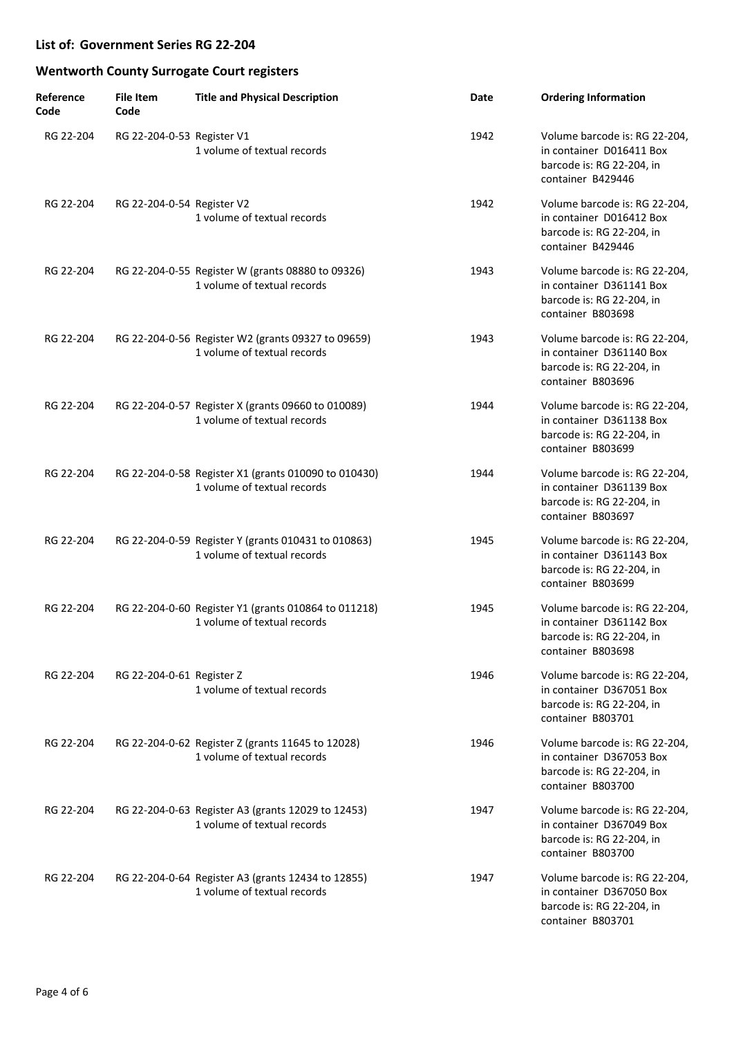**List of: Government Series RG 22-204**

**Wentworth County Surrogate Court registers**

| Reference Code | File Item Code | Title and Physical Description | Date | Ordering Information |
|---|---|---|---|---|
| RG 22-204 | RG 22-204-0-53 | Register V1<br>1 volume of textual records | 1942 | Volume barcode is: RG 22-204, in container D016411 Box barcode is: RG 22-204, in container B429446 |
| RG 22-204 | RG 22-204-0-54 | Register V2<br>1 volume of textual records | 1942 | Volume barcode is: RG 22-204, in container D016412 Box barcode is: RG 22-204, in container B429446 |
| RG 22-204 | RG 22-204-0-55 | Register W (grants 08880 to 09326)<br>1 volume of textual records | 1943 | Volume barcode is: RG 22-204, in container D361141 Box barcode is: RG 22-204, in container B803698 |
| RG 22-204 | RG 22-204-0-56 | Register W2 (grants 09327 to 09659)<br>1 volume of textual records | 1943 | Volume barcode is: RG 22-204, in container D361140 Box barcode is: RG 22-204, in container B803696 |
| RG 22-204 | RG 22-204-0-57 | Register X (grants 09660 to 010089)<br>1 volume of textual records | 1944 | Volume barcode is: RG 22-204, in container D361138 Box barcode is: RG 22-204, in container B803699 |
| RG 22-204 | RG 22-204-0-58 | Register X1 (grants 010090 to 010430)<br>1 volume of textual records | 1944 | Volume barcode is: RG 22-204, in container D361139 Box barcode is: RG 22-204, in container B803697 |
| RG 22-204 | RG 22-204-0-59 | Register Y (grants 010431 to 010863)<br>1 volume of textual records | 1945 | Volume barcode is: RG 22-204, in container D361143 Box barcode is: RG 22-204, in container B803699 |
| RG 22-204 | RG 22-204-0-60 | Register Y1 (grants 010864 to 011218)<br>1 volume of textual records | 1945 | Volume barcode is: RG 22-204, in container D361142 Box barcode is: RG 22-204, in container B803698 |
| RG 22-204 | RG 22-204-0-61 | Register Z<br>1 volume of textual records | 1946 | Volume barcode is: RG 22-204, in container D367051 Box barcode is: RG 22-204, in container B803701 |
| RG 22-204 | RG 22-204-0-62 | Register Z (grants 11645 to 12028)<br>1 volume of textual records | 1946 | Volume barcode is: RG 22-204, in container D367053 Box barcode is: RG 22-204, in container B803700 |
| RG 22-204 | RG 22-204-0-63 | Register A3 (grants 12029 to 12453)<br>1 volume of textual records | 1947 | Volume barcode is: RG 22-204, in container D367049 Box barcode is: RG 22-204, in container B803700 |
| RG 22-204 | RG 22-204-0-64 | Register A3 (grants 12434 to 12855)<br>1 volume of textual records | 1947 | Volume barcode is: RG 22-204, in container D367050 Box barcode is: RG 22-204, in container B803701 |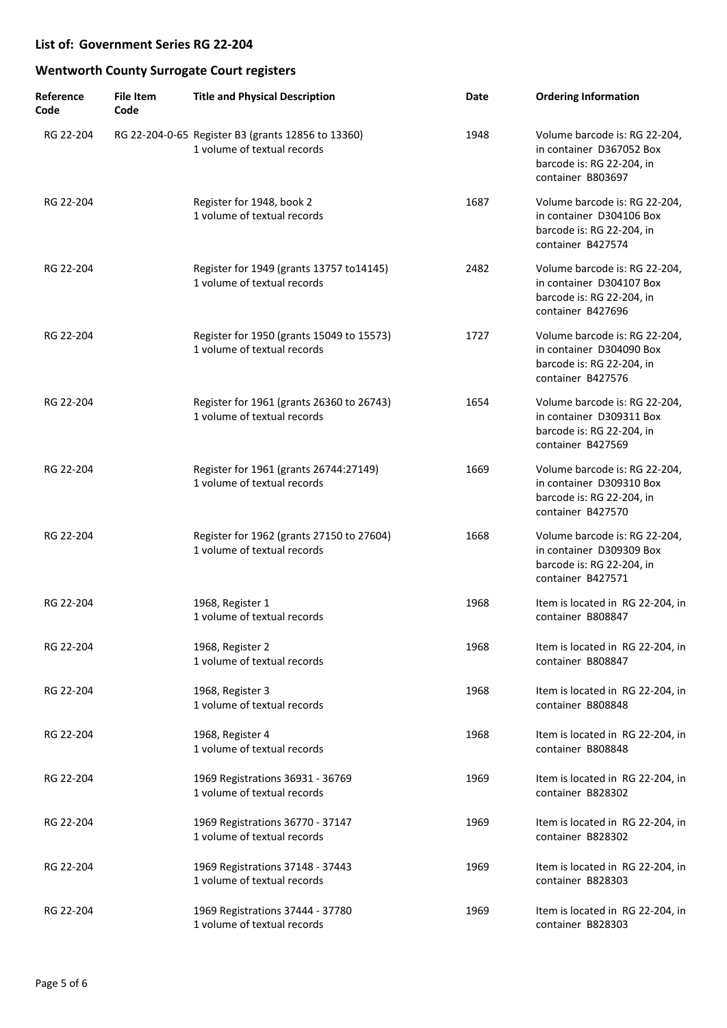## List of: Government Series RG 22-204

## Wentworth County Surrogate Court registers

| Reference Code | File Item Code | Title and Physical Description | Date | Ordering Information |
|---|---|---|---|---|
| RG 22-204 | RG 22-204-0-65 | Register B3 (grants 12856 to 13360)<br>1 volume of textual records | 1948 | Volume barcode is: RG 22-204, in container D367052 Box barcode is: RG 22-204, in container B803697 |
| RG 22-204 | | Register for 1948, book 2<br>1 volume of textual records | 1687 | Volume barcode is: RG 22-204, in container D304106 Box barcode is: RG 22-204, in container B427574 |
| RG 22-204 | | Register for 1949 (grants 13757 to14145)<br>1 volume of textual records | 2482 | Volume barcode is: RG 22-204, in container D304107 Box barcode is: RG 22-204, in container B427696 |
| RG 22-204 | | Register for 1950 (grants 15049 to 15573)<br>1 volume of textual records | 1727 | Volume barcode is: RG 22-204, in container D304090 Box barcode is: RG 22-204, in container B427576 |
| RG 22-204 | | Register for 1961 (grants 26360 to 26743)<br>1 volume of textual records | 1654 | Volume barcode is: RG 22-204, in container D309311 Box barcode is: RG 22-204, in container B427569 |
| RG 22-204 | | Register for 1961 (grants 26744:27149)<br>1 volume of textual records | 1669 | Volume barcode is: RG 22-204, in container D309310 Box barcode is: RG 22-204, in container B427570 |
| RG 22-204 | | Register for 1962 (grants 27150 to 27604)<br>1 volume of textual records | 1668 | Volume barcode is: RG 22-204, in container D309309 Box barcode is: RG 22-204, in container B427571 |
| RG 22-204 | | 1968, Register 1<br>1 volume of textual records | 1968 | Item is located in RG 22-204, in container B808847 |
| RG 22-204 | | 1968, Register 2<br>1 volume of textual records | 1968 | Item is located in RG 22-204, in container B808847 |
| RG 22-204 | | 1968, Register 3<br>1 volume of textual records | 1968 | Item is located in RG 22-204, in container B808848 |
| RG 22-204 | | 1968, Register 4<br>1 volume of textual records | 1968 | Item is located in RG 22-204, in container B808848 |
| RG 22-204 | | 1969 Registrations 36931 - 36769<br>1 volume of textual records | 1969 | Item is located in RG 22-204, in container B828302 |
| RG 22-204 | | 1969 Registrations 36770 - 37147<br>1 volume of textual records | 1969 | Item is located in RG 22-204, in container B828302 |
| RG 22-204 | | 1969 Registrations 37148 - 37443<br>1 volume of textual records | 1969 | Item is located in RG 22-204, in container B828303 |
| RG 22-204 | | 1969 Registrations 37444 - 37780<br>1 volume of textual records | 1969 | Item is located in RG 22-204, in container B828303 |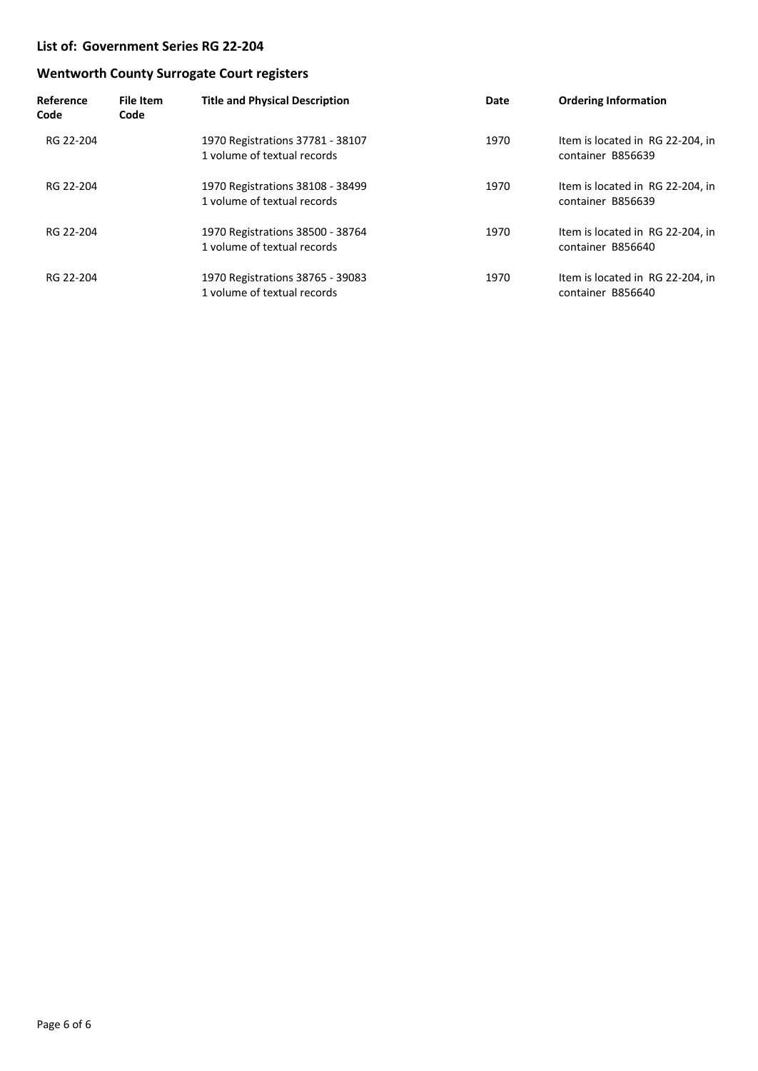## List of: Government Series RG 22-204

## Wentworth County Surrogate Court registers

| Reference Code | File Item Code | Title and Physical Description | Date | Ordering Information |
|---|---|---|---|---|
| RG 22-204 | | 1970 Registrations 37781 - 38107<br>1 volume of textual records | 1970 | Item is located in RG 22-204, in container B856639 |
| RG 22-204 | | 1970 Registrations 38108 - 38499<br>1 volume of textual records | 1970 | Item is located in RG 22-204, in container B856639 |
| RG 22-204 | | 1970 Registrations 38500 - 38764<br>1 volume of textual records | 1970 | Item is located in RG 22-204, in container B856640 |
| RG 22-204 | | 1970 Registrations 38765 - 39083<br>1 volume of textual records | 1970 | Item is located in RG 22-204, in container B856640 |